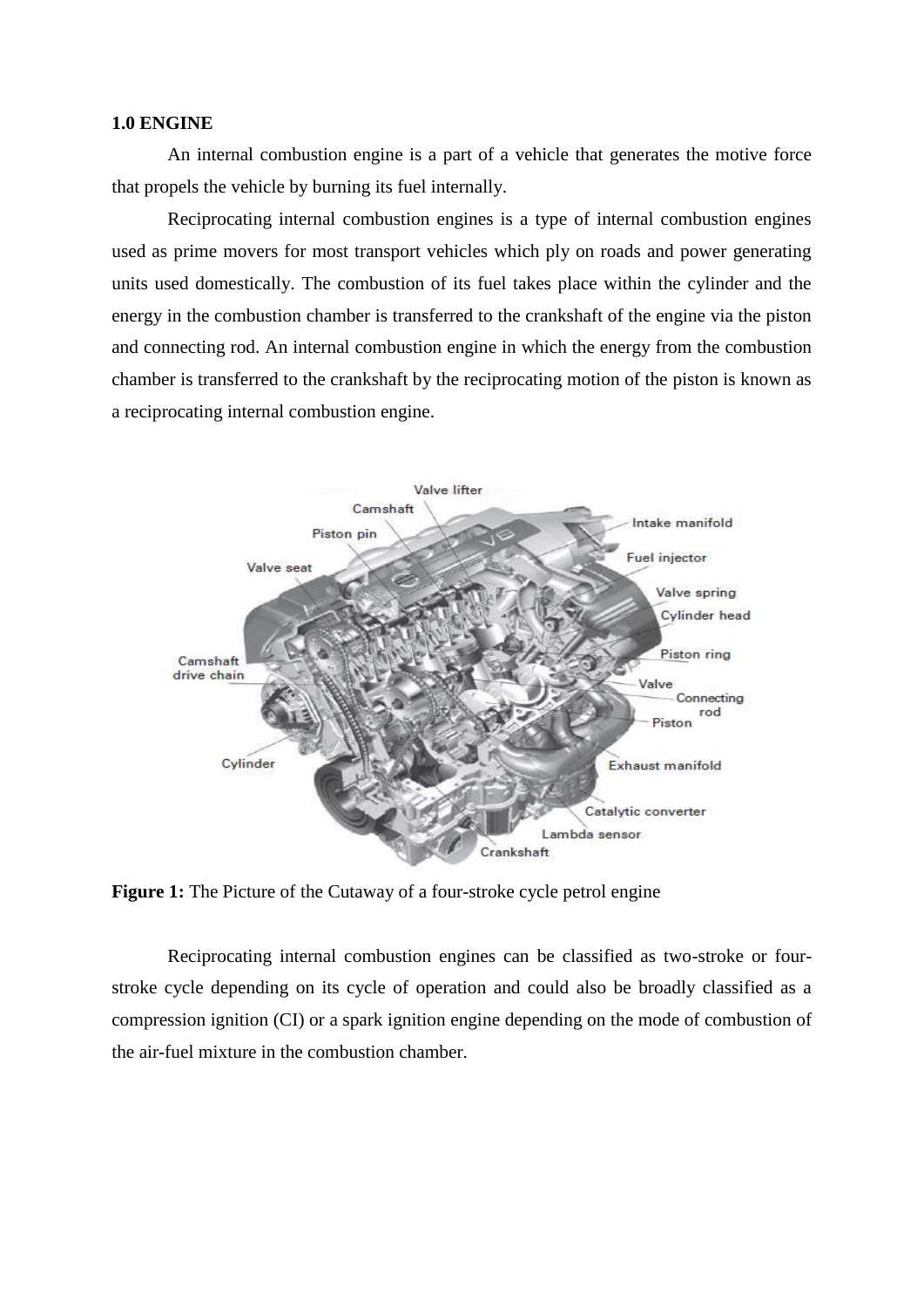# 1.0 ENGINE

An internal combustion engine is a part of a vehicle that generates the motive force that propels the vehicle by burning its fuel internally.

Reciprocating internal combustion engines is a type of internal combustion engines used as prime movers for most transport vehicles which ply on roads and power generating units used domestically. The combustion of its fuel takes place within the cylinder and the energy in the combustion chamber is transferred to the crankshaft of the engine via the piston and connecting rod. An internal combustion engine in which the energy from the combustion chamber is transferred to the crankshaft by the reciprocating motion of the piston is known as a reciprocating internal combustion engine.

**Figure 1:** The Picture of the Cutaway of a four-stroke cycle petrol engine

Reciprocating internal combustion engines can be classified as two-stroke or four-stroke cycle depending on its cycle of operation and could also be broadly classified as a compression ignition (CI) or a spark ignition engine depending on the mode of combustion of the air-fuel mixture in the combustion chamber.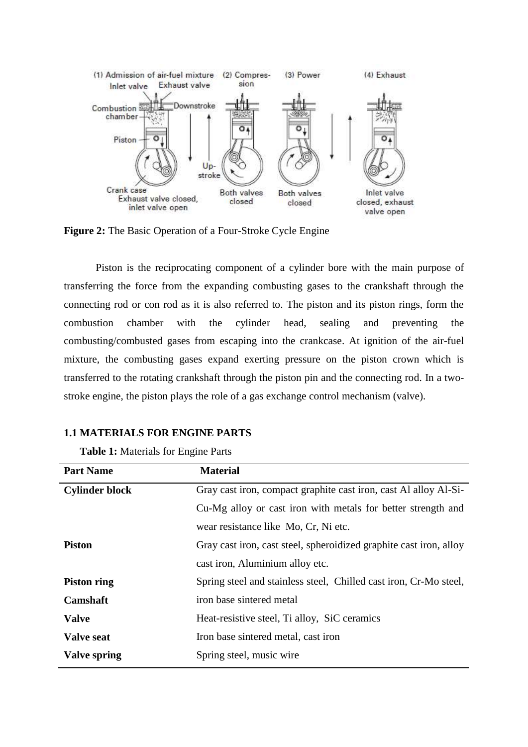**Figure 2:** The Basic Operation of a Four-Stroke Cycle Engine

Piston is the reciprocating component of a cylinder bore with the main purpose of transferring the force from the expanding combusting gases to the crankshaft through the connecting rod or con rod as it is also referred to. The piston and its piston rings, form the combustion chamber with the cylinder head, sealing and preventing the combusting/combusted gases from escaping into the crankcase. At ignition of the air-fuel mixture, the combusting gases expand exerting pressure on the piston crown which is transferred to the rotating crankshaft through the piston pin and the connecting rod. In a two-stroke engine, the piston plays the role of a gas exchange control mechanism (valve).

### 1.1 MATERIALS FOR ENGINE PARTS

**Table 1:** Materials for Engine Parts

| Part Name | Material |
|---|---|
| **Cylinder block** | Gray cast iron, compact graphite cast iron, cast Al alloy Al-Si-Cu-Mg alloy or cast iron with metals for better strength and wear resistance like Mo, Cr, Ni etc. |
| **Piston** | Gray cast iron, cast steel, spheroidized graphite cast iron, alloy cast iron, Aluminium alloy etc. |
| **Piston ring** | Spring steel and stainless steel, Chilled cast iron, Cr-Mo steel, |
| **Camshaft** | iron base sintered metal |
| **Valve** | Heat-resistive steel, Ti alloy, SiC ceramics |
| **Valve seat** | Iron base sintered metal, cast iron |
| **Valve spring** | Spring steel, music wire |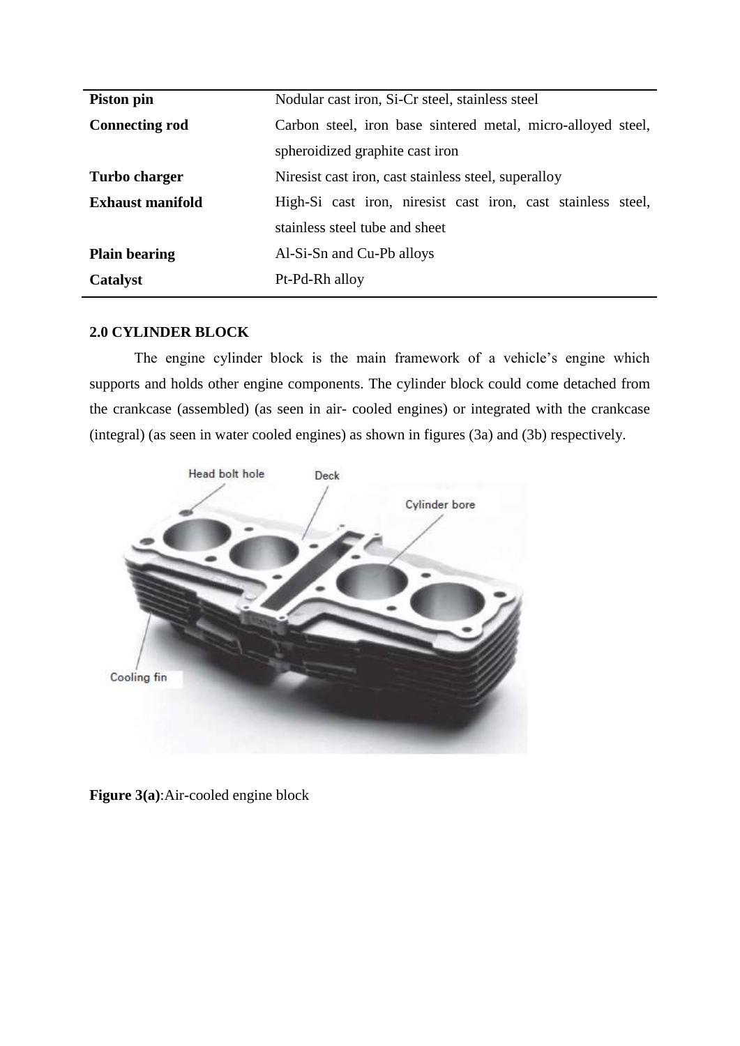| | |
|---|---|
| **Piston pin** | Nodular cast iron, Si-Cr steel, stainless steel |
| **Connecting rod** | Carbon steel, iron base sintered metal, micro-alloyed steel, spheroidized graphite cast iron |
| **Turbo charger** | Niresist cast iron, cast stainless steel, superalloy |
| **Exhaust manifold** | High-Si cast iron, niresist cast iron, cast stainless steel, stainless steel tube and sheet |
| **Plain bearing** | Al-Si-Sn and Cu-Pb alloys |
| **Catalyst** | Pt-Pd-Rh alloy |

**2.0 CYLINDER BLOCK**

The engine cylinder block is the main framework of a vehicle's engine which supports and holds other engine components. The cylinder block could come detached from the crankcase (assembled) (as seen in air- cooled engines) or integrated with the crankcase (integral) (as seen in water cooled engines) as shown in figures (3a) and (3b) respectively.

**Figure 3(a)**:Air-cooled engine block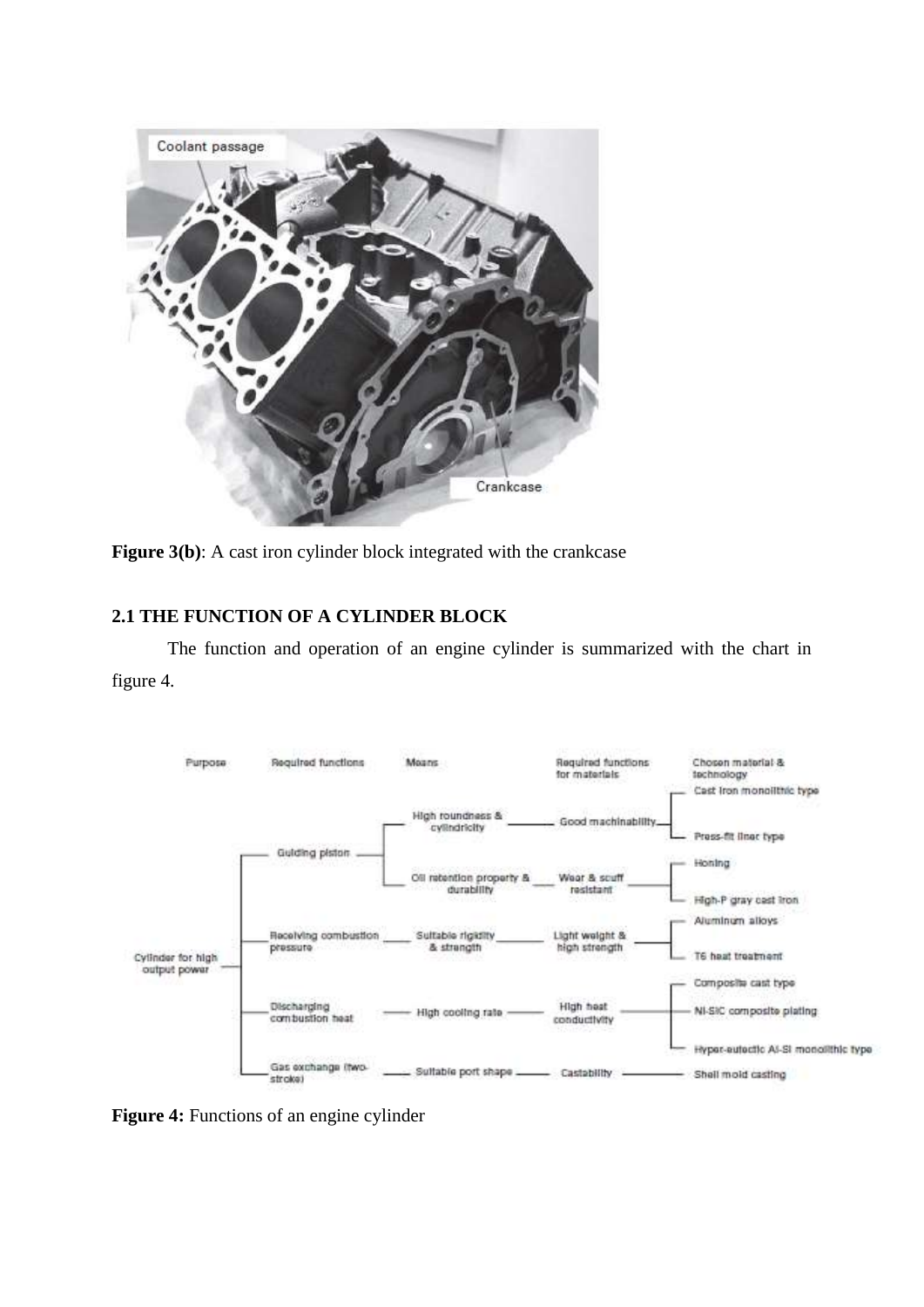**Figure 3(b)**: A cast iron cylinder block integrated with the crankcase

## 2.1 THE FUNCTION OF A CYLINDER BLOCK

The function and operation of an engine cylinder is summarized with the chart in figure 4.

**Figure 4:** Functions of an engine cylinder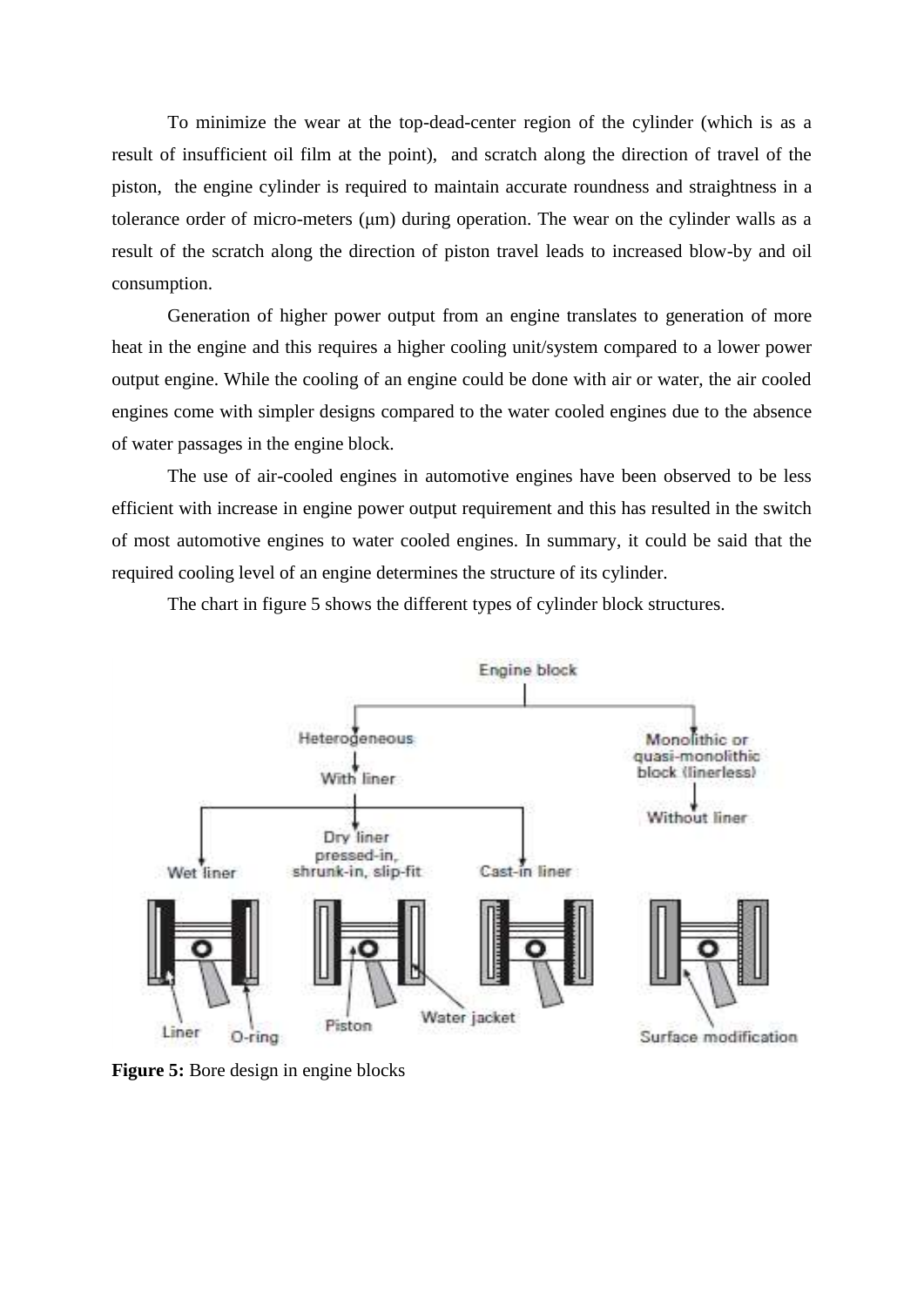To minimize the wear at the top-dead-center region of the cylinder (which is as a result of insufficient oil film at the point), and scratch along the direction of travel of the piston, the engine cylinder is required to maintain accurate roundness and straightness in a tolerance order of micro-meters (μm) during operation. The wear on the cylinder walls as a result of the scratch along the direction of piston travel leads to increased blow-by and oil consumption.

Generation of higher power output from an engine translates to generation of more heat in the engine and this requires a higher cooling unit/system compared to a lower power output engine. While the cooling of an engine could be done with air or water, the air cooled engines come with simpler designs compared to the water cooled engines due to the absence of water passages in the engine block.

The use of air-cooled engines in automotive engines have been observed to be less efficient with increase in engine power output requirement and this has resulted in the switch of most automotive engines to water cooled engines. In summary, it could be said that the required cooling level of an engine determines the structure of its cylinder.

The chart in figure 5 shows the different types of cylinder block structures.

Engine block

Heterogeneous → With liner → Wet liner; Dry liner pressed-in, shrunk-in, slip-fit; Cast-in liner

Monolithic or quasi-monolithic block (linerless) → Without liner

Liner, O-ring, Piston, Water jacket, Surface modification

**Figure 5:** Bore design in engine blocks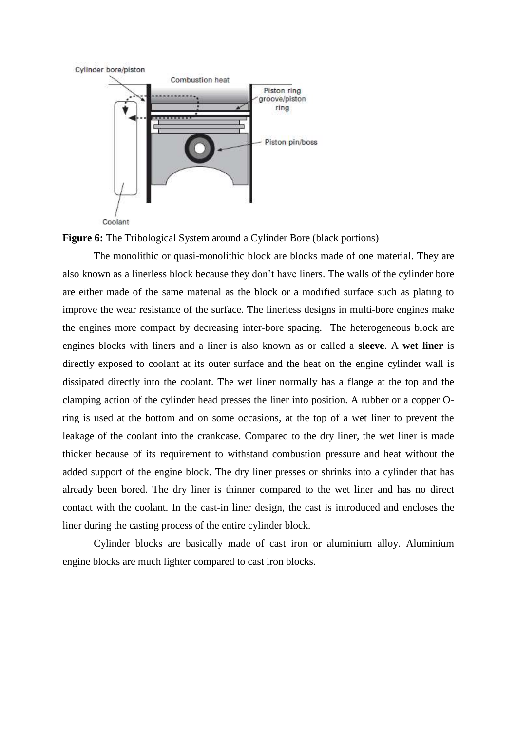Cylinder bore/piston

Combustion heat

Piston ring groove/piston ring

Piston pin/boss

Coolant

**Figure 6:** The Tribological System around a Cylinder Bore (black portions)

The monolithic or quasi-monolithic block are blocks made of one material. They are also known as a linerless block because they don't have liners. The walls of the cylinder bore are either made of the same material as the block or a modified surface such as plating to improve the wear resistance of the surface. The linerless designs in multi-bore engines make the engines more compact by decreasing inter-bore spacing. The heterogeneous block are engines blocks with liners and a liner is also known as or called a **sleeve**. A **wet liner** is directly exposed to coolant at its outer surface and the heat on the engine cylinder wall is dissipated directly into the coolant. The wet liner normally has a flange at the top and the clamping action of the cylinder head presses the liner into position. A rubber or a copper O-ring is used at the bottom and on some occasions, at the top of a wet liner to prevent the leakage of the coolant into the crankcase. Compared to the dry liner, the wet liner is made thicker because of its requirement to withstand combustion pressure and heat without the added support of the engine block. The dry liner presses or shrinks into a cylinder that has already been bored. The dry liner is thinner compared to the wet liner and has no direct contact with the coolant. In the cast-in liner design, the cast is introduced and encloses the liner during the casting process of the entire cylinder block.

Cylinder blocks are basically made of cast iron or aluminium alloy. Aluminium engine blocks are much lighter compared to cast iron blocks.